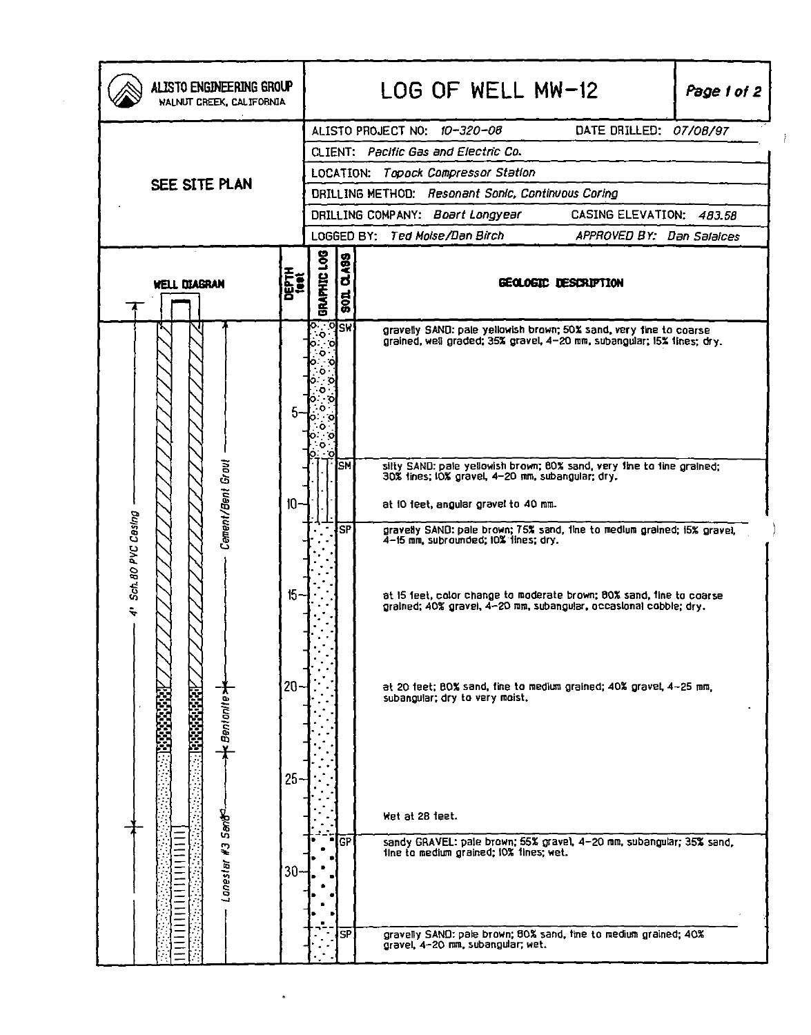# LOG OF WELL MW-12

**ALISTO ENGINEERING GROUP**
WALNUT CREEK, CALIFORNIA

**SEE SITE PLAN**

| | |
|---|---|
| ALISTO PROJECT NO: *10-320-08* | DATE DRILLED: *07/08/97* |
| CLIENT: *Pacific Gas and Electric Co.* | |
| LOCATION: *Topock Compressor Station* | |
| DRILLING METHOD: *Resonant Sonic, Continuous Coring* | |
| DRILLING COMPANY: *Boart Longyear* | CASING ELEVATION: *483.58* |
| LOGGED BY: *Ted Moise/Dan Birch* | APPROVED BY: *Dan Salaices* |

**WELL DIAGRAM**

- 4" Sch.80 PVC Casing
- Cement/Bent Grout
- Bentonite
- Lonestar #3 Sand

| DEPTH (feet) | SOIL CLASS | GEOLOGIC DESCRIPTION |
|---|---|---|
| 0 | SW | gravelly SAND: pale yellowish brown; 50% sand, very fine to coarse grained, well graded; 35% gravel, 4-20 mm, subangular; 15% fines; dry. |
| ~7.5 | SM | silty SAND: pale yellowish brown; 60% sand, very fine to fine grained; 30% fines; 10% gravel, 4-20 mm, subangular; dry. |
| 10 | | at 10 feet, angular gravel to 40 mm. |
| ~11 | SP | gravelly SAND: pale brown; 75% sand, fine to medium grained; 15% gravel, 4-15 mm, subrounded; 10% fines; dry. |
| 15 | | at 15 feet, color change to moderate brown; 60% sand, fine to coarse grained; 40% gravel, 4-20 mm, subangular, occasional cobble; dry. |
| 20 | | at 20 feet; 60% sand, fine to medium grained; 40% gravel, 4-25 mm, subangular; dry to very moist. |
| 28 | | Wet at 28 feet. |
| ~28.5 | GP | sandy GRAVEL: pale brown; 55% gravel, 4-20 mm, subangular; 35% sand, fine to medium grained; 10% fines; wet. |
| ~33 | SP | gravelly SAND: pale brown; 60% sand, fine to medium grained; 40% gravel, 4-20 mm, subangular; wet. |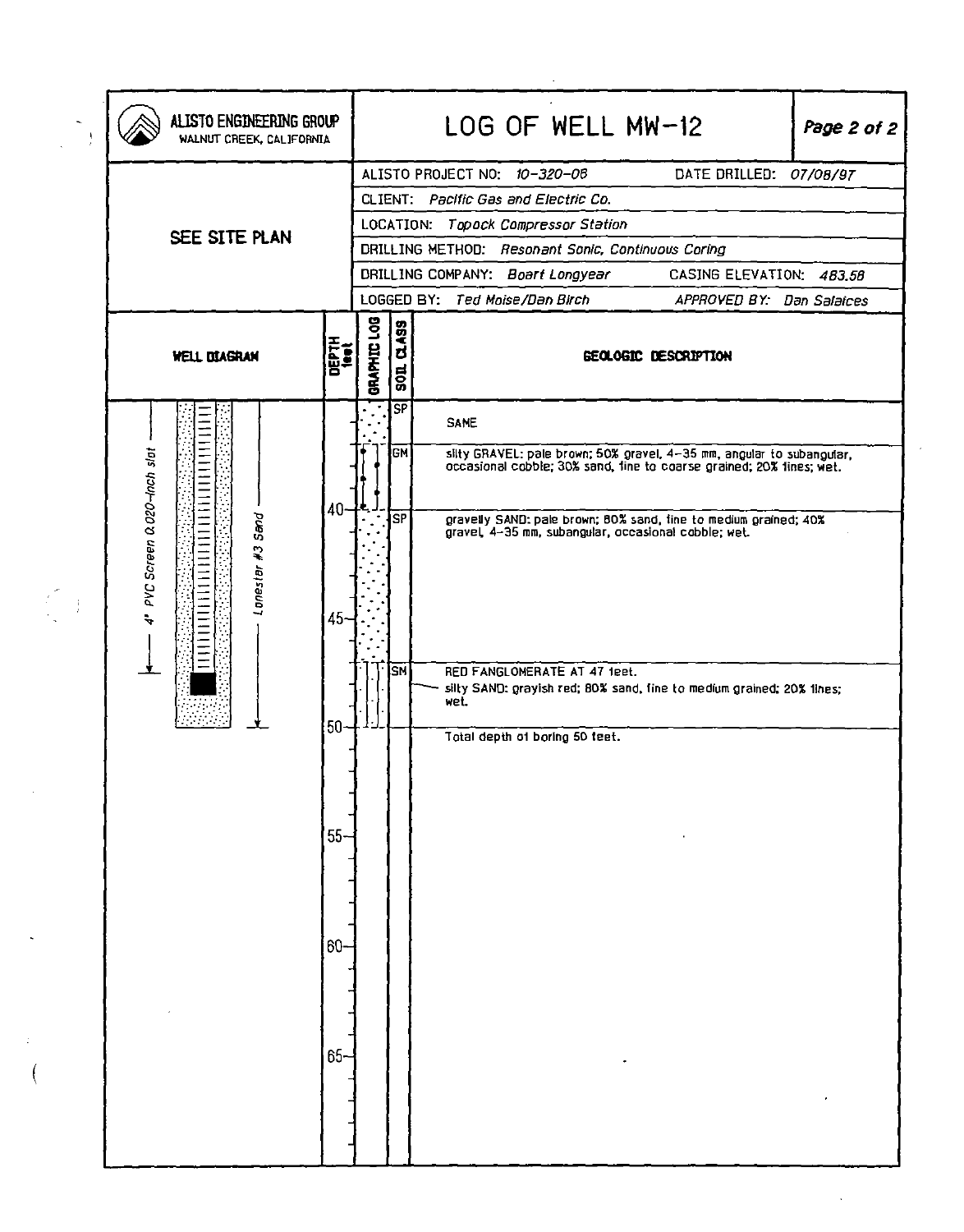# LOG OF WELL MW-12

ALISTO ENGINEERING GROUP
WALNUT CREEK, CALIFORNIA

SEE SITE PLAN

| | |
|---|---|
| ALISTO PROJECT NO: *10-320-06* | DATE DRILLED: *07/08/97* |
| CLIENT: *Pacific Gas and Electric Co.* | |
| LOCATION: *Topock Compressor Station* | |
| DRILLING METHOD: *Resonant Sonic, Continuous Coring* | |
| DRILLING COMPANY: *Boart Longyear* | CASING ELEVATION: *483.58* |
| LOGGED BY: *Ted Moise/Dan Birch* | APPROVED BY: *Dan Salaices* |

WELL DIAGRAM: 4" PVC Screen 0.020-inch slot; Lonestar #3 Sand

| DEPTH feet | SOIL CLASS | GEOLOGIC DESCRIPTION |
|---|---|---|
| | SP | SAME |
| | GM | silty GRAVEL: pale brown; 50% gravel, 4–35 mm, angular to subangular, occasional cobble; 30% sand, fine to coarse grained; 20% fines; wet. |
| 40 | SP | gravelly SAND: pale brown; 60% sand, fine to medium grained; 40% gravel, 4–35 mm, subangular, occasional cobble; wet. |
| 45 | | |
| | SM | RED FANGLOMERATE AT 47 feet. silty SAND: grayish red; 80% sand, fine to medium grained; 20% fines; wet. |
| 50 | | Total depth of boring 50 feet. |
| 55 | | |
| 60 | | |
| 65 | | |